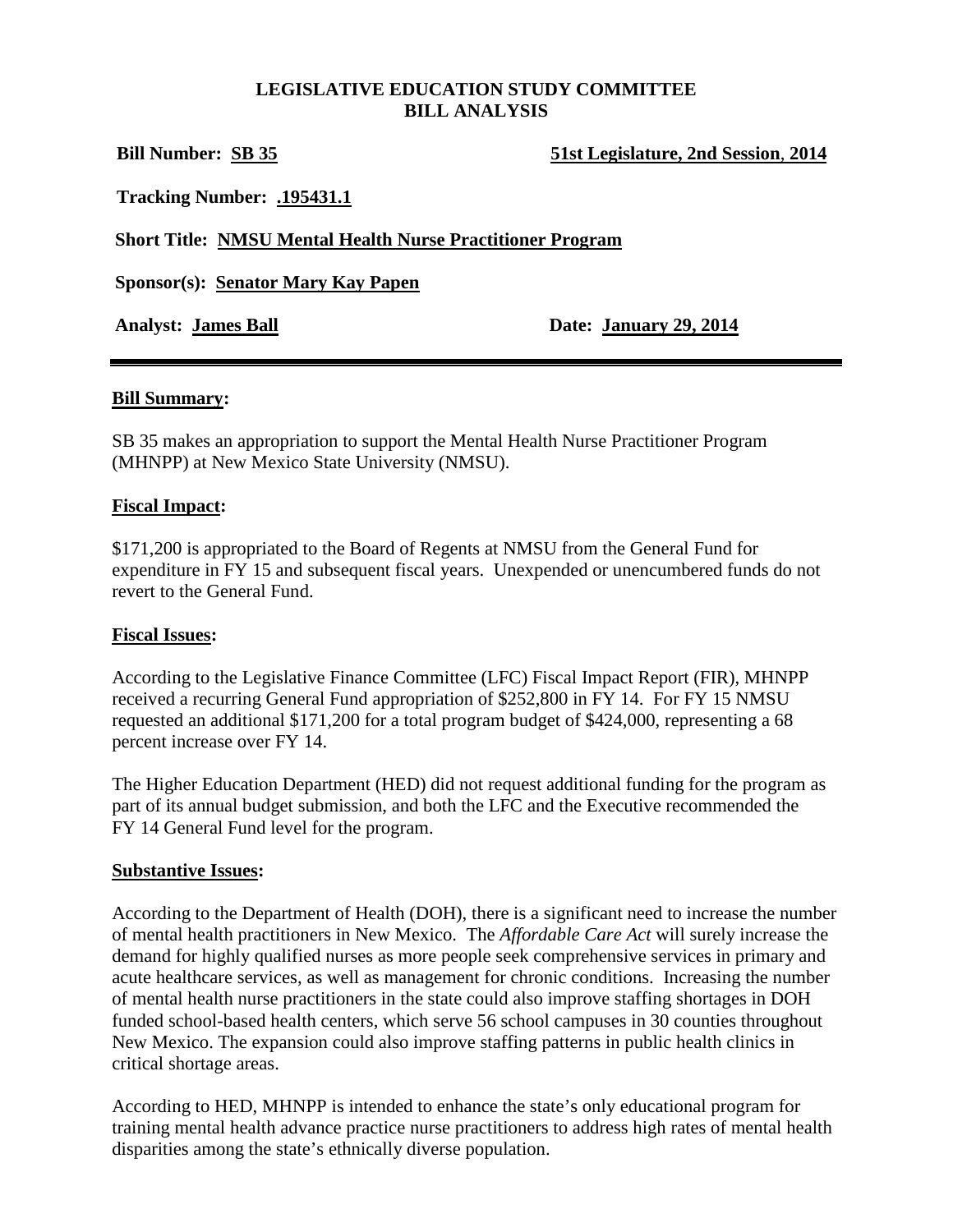**LEGISLATIVE EDUCATION STUDY COMMITTEE**
**BILL ANALYSIS**

**Bill Number: SB 35** **51st Legislature, 2nd Session, 2014**

**Tracking Number: .195431.1**

**Short Title: NMSU Mental Health Nurse Practitioner Program**

**Sponsor(s): Senator Mary Kay Papen**

**Analyst: James Ball** **Date: January 29, 2014**

---

**Bill Summary:**

SB 35 makes an appropriation to support the Mental Health Nurse Practitioner Program (MHNPP) at New Mexico State University (NMSU).

**Fiscal Impact:**

$171,200 is appropriated to the Board of Regents at NMSU from the General Fund for expenditure in FY 15 and subsequent fiscal years. Unexpended or unencumbered funds do not revert to the General Fund.

**Fiscal Issues:**

According to the Legislative Finance Committee (LFC) Fiscal Impact Report (FIR), MHNPP received a recurring General Fund appropriation of $252,800 in FY 14. For FY 15 NMSU requested an additional $171,200 for a total program budget of $424,000, representing a 68 percent increase over FY 14.

The Higher Education Department (HED) did not request additional funding for the program as part of its annual budget submission, and both the LFC and the Executive recommended the FY 14 General Fund level for the program.

**Substantive Issues:**

According to the Department of Health (DOH), there is a significant need to increase the number of mental health practitioners in New Mexico. The *Affordable Care Act* will surely increase the demand for highly qualified nurses as more people seek comprehensive services in primary and acute healthcare services, as well as management for chronic conditions. Increasing the number of mental health nurse practitioners in the state could also improve staffing shortages in DOH funded school-based health centers, which serve 56 school campuses in 30 counties throughout New Mexico. The expansion could also improve staffing patterns in public health clinics in critical shortage areas.

According to HED, MHNPP is intended to enhance the state's only educational program for training mental health advance practice nurse practitioners to address high rates of mental health disparities among the state's ethnically diverse population.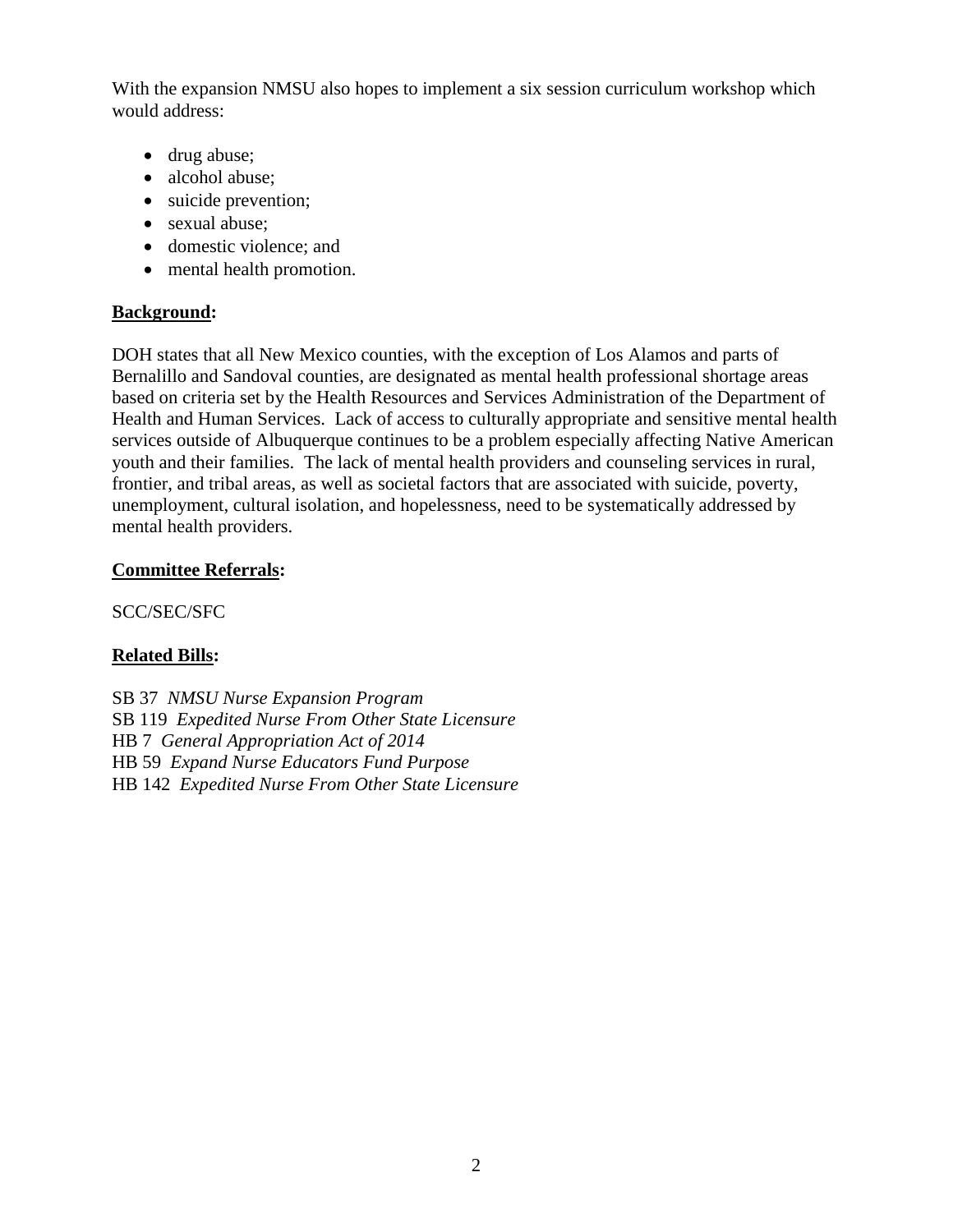With the expansion NMSU also hopes to implement a six session curriculum workshop which would address:

- drug abuse;
- alcohol abuse;
- suicide prevention;
- sexual abuse;
- domestic violence; and
- mental health promotion.

**Background:**

DOH states that all New Mexico counties, with the exception of Los Alamos and parts of Bernalillo and Sandoval counties, are designated as mental health professional shortage areas based on criteria set by the Health Resources and Services Administration of the Department of Health and Human Services. Lack of access to culturally appropriate and sensitive mental health services outside of Albuquerque continues to be a problem especially affecting Native American youth and their families. The lack of mental health providers and counseling services in rural, frontier, and tribal areas, as well as societal factors that are associated with suicide, poverty, unemployment, cultural isolation, and hopelessness, need to be systematically addressed by mental health providers.

**Committee Referrals:**

SCC/SEC/SFC

**Related Bills:**

SB 37 *NMSU Nurse Expansion Program*
SB 119 *Expedited Nurse From Other State Licensure*
HB 7 *General Appropriation Act of 2014*
HB 59 *Expand Nurse Educators Fund Purpose*
HB 142 *Expedited Nurse From Other State Licensure*